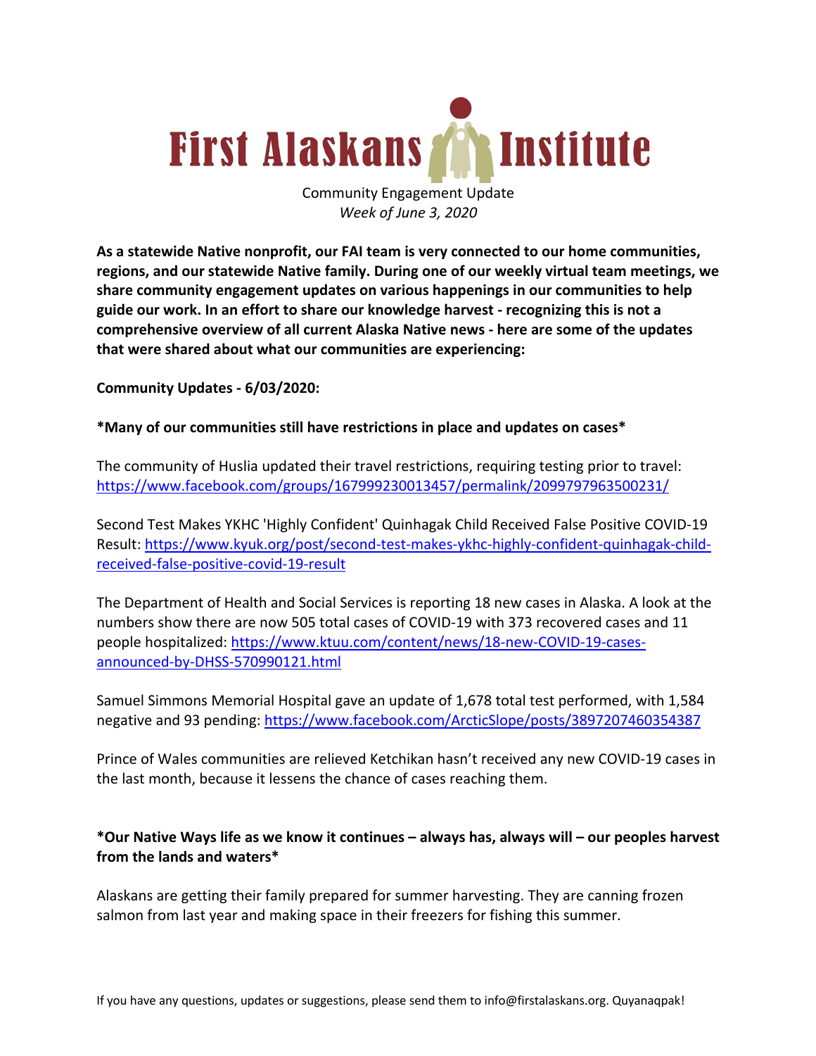# First Alaskans Institute

Community Engagement Update
*Week of June 3, 2020*

**As a statewide Native nonprofit, our FAI team is very connected to our home communities, regions, and our statewide Native family. During one of our weekly virtual team meetings, we share community engagement updates on various happenings in our communities to help guide our work. In an effort to share our knowledge harvest - recognizing this is not a comprehensive overview of all current Alaska Native news - here are some of the updates that were shared about what our communities are experiencing:**

**Community Updates - 6/03/2020:**

***Many of our communities still have restrictions in place and updates on cases***

The community of Huslia updated their travel restrictions, requiring testing prior to travel: [https://www.facebook.com/groups/167999230013457/permalink/2099797963500231/](https://www.facebook.com/groups/167999230013457/permalink/2099797963500231/)

Second Test Makes YKHC 'Highly Confident' Quinhagak Child Received False Positive COVID-19 Result: [https://www.kyuk.org/post/second-test-makes-ykhc-highly-confident-quinhagak-child-received-false-positive-covid-19-result](https://www.kyuk.org/post/second-test-makes-ykhc-highly-confident-quinhagak-child-received-false-positive-covid-19-result)

The Department of Health and Social Services is reporting 18 new cases in Alaska. A look at the numbers show there are now 505 total cases of COVID-19 with 373 recovered cases and 11 people hospitalized: [https://www.ktuu.com/content/news/18-new-COVID-19-cases-announced-by-DHSS-570990121.html](https://www.ktuu.com/content/news/18-new-COVID-19-cases-announced-by-DHSS-570990121.html)

Samuel Simmons Memorial Hospital gave an update of 1,678 total test performed, with 1,584 negative and 93 pending: [https://www.facebook.com/ArcticSlope/posts/3897207460354387](https://www.facebook.com/ArcticSlope/posts/3897207460354387)

Prince of Wales communities are relieved Ketchikan hasn't received any new COVID-19 cases in the last month, because it lessens the chance of cases reaching them.

***Our Native Ways life as we know it continues – always has, always will – our peoples harvest from the lands and waters***

Alaskans are getting their family prepared for summer harvesting. They are canning frozen salmon from last year and making space in their freezers for fishing this summer.

If you have any questions, updates or suggestions, please send them to info@firstalaskans.org. Quyanaqpak!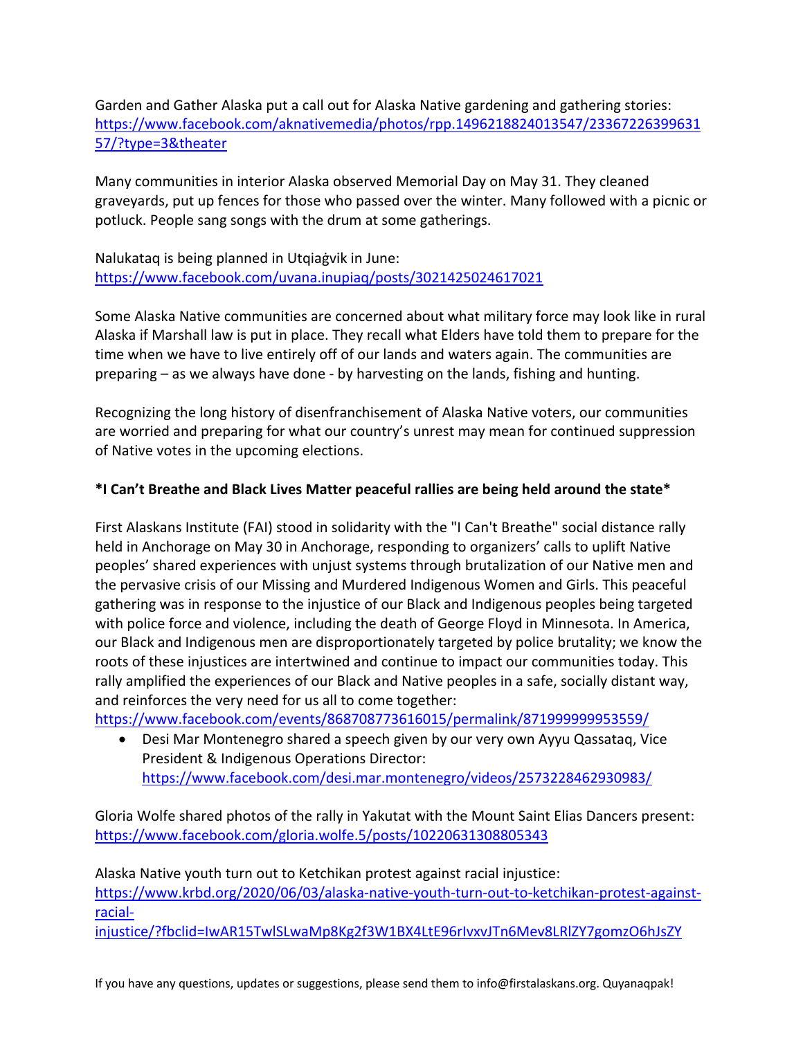Garden and Gather Alaska put a call out for Alaska Native gardening and gathering stories: https://www.facebook.com/aknativemedia/photos/rpp.1496218824013547/2336722639963157/?type=3&theater

Many communities in interior Alaska observed Memorial Day on May 31. They cleaned graveyards, put up fences for those who passed over the winter. Many followed with a picnic or potluck. People sang songs with the drum at some gatherings.

Nalukataq is being planned in Utqiaġvik in June: https://www.facebook.com/uvana.inupiaq/posts/3021425024617021

Some Alaska Native communities are concerned about what military force may look like in rural Alaska if Marshall law is put in place. They recall what Elders have told them to prepare for the time when we have to live entirely off of our lands and waters again. The communities are preparing – as we always have done - by harvesting on the lands, fishing and hunting.

Recognizing the long history of disenfranchisement of Alaska Native voters, our communities are worried and preparing for what our country's unrest may mean for continued suppression of Native votes in the upcoming elections.

**\*I Can't Breathe and Black Lives Matter peaceful rallies are being held around the state\***

First Alaskans Institute (FAI) stood in solidarity with the "I Can't Breathe" social distance rally held in Anchorage on May 30 in Anchorage, responding to organizers' calls to uplift Native peoples' shared experiences with unjust systems through brutalization of our Native men and the pervasive crisis of our Missing and Murdered Indigenous Women and Girls. This peaceful gathering was in response to the injustice of our Black and Indigenous peoples being targeted with police force and violence, including the death of George Floyd in Minnesota. In America, our Black and Indigenous men are disproportionately targeted by police brutality; we know the roots of these injustices are intertwined and continue to impact our communities today. This rally amplified the experiences of our Black and Native peoples in a safe, socially distant way, and reinforces the very need for us all to come together: https://www.facebook.com/events/868708773616015/permalink/871999999953559/

- Desi Mar Montenegro shared a speech given by our very own Ayyu Qassataq, Vice President & Indigenous Operations Director: https://www.facebook.com/desi.mar.montenegro/videos/2573228462930983/

Gloria Wolfe shared photos of the rally in Yakutat with the Mount Saint Elias Dancers present: https://www.facebook.com/gloria.wolfe.5/posts/10220631308805343

Alaska Native youth turn out to Ketchikan protest against racial injustice: https://www.krbd.org/2020/06/03/alaska-native-youth-turn-out-to-ketchikan-protest-against-racial-injustice/?fbclid=IwAR15TwlSLwaMp8Kg2f3W1BX4LtE96rIvxvJTn6Mev8LRlZY7gomzO6hJsZY

If you have any questions, updates or suggestions, please send them to info@firstalaskans.org. Quyanaqpak!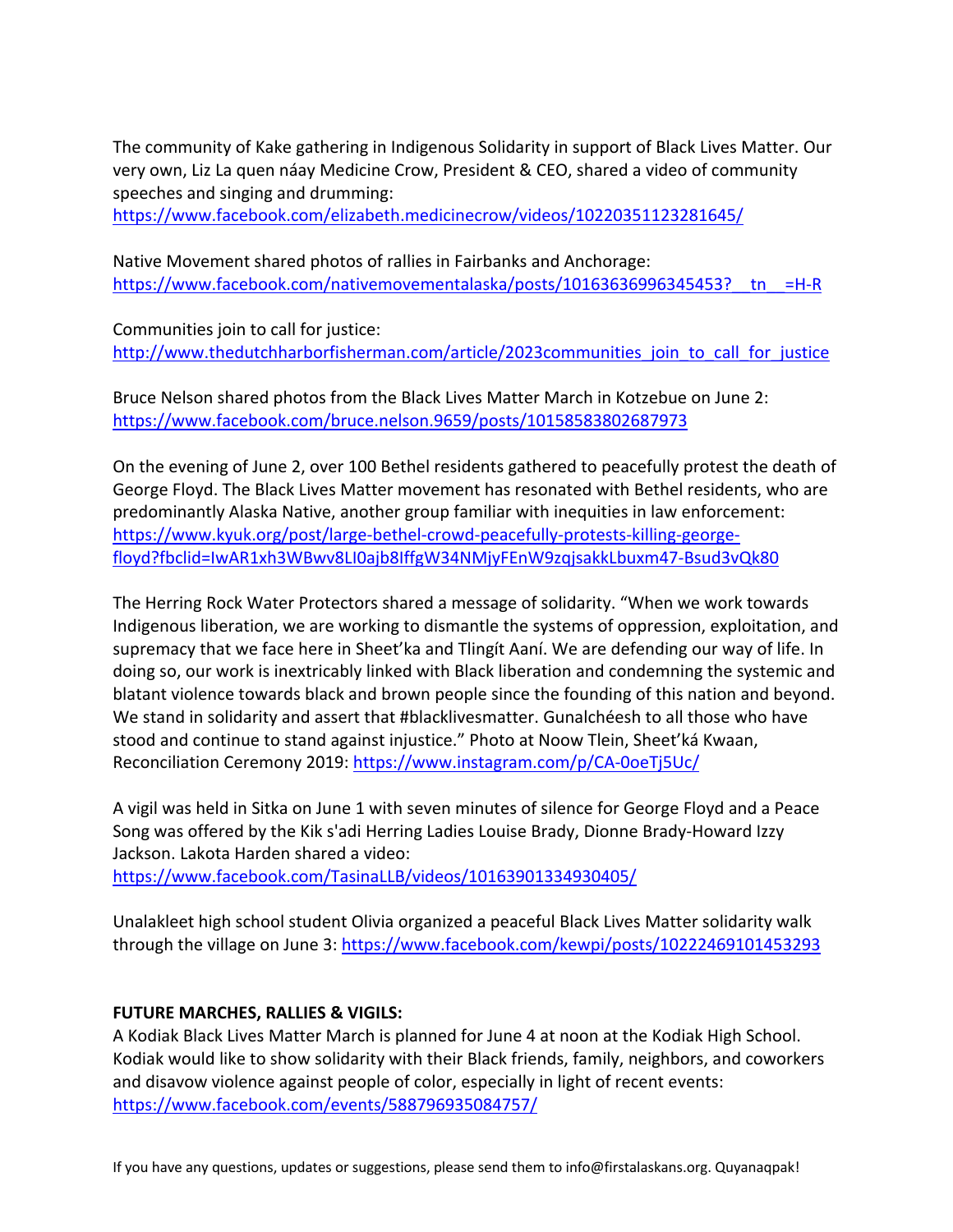The community of Kake gathering in Indigenous Solidarity in support of Black Lives Matter. Our very own, Liz La quen náay Medicine Crow, President & CEO, shared a video of community speeches and singing and drumming:
https://www.facebook.com/elizabeth.medicinecrow/videos/10220351123281645/

Native Movement shared photos of rallies in Fairbanks and Anchorage:
https://www.facebook.com/nativemovementalaska/posts/10163636996345453?__tn__=H-R

Communities join to call for justice:
http://www.thedutchharborfisherman.com/article/2023communities_join_to_call_for_justice

Bruce Nelson shared photos from the Black Lives Matter March in Kotzebue on June 2:
https://www.facebook.com/bruce.nelson.9659/posts/10158583802687973

On the evening of June 2, over 100 Bethel residents gathered to peacefully protest the death of George Floyd. The Black Lives Matter movement has resonated with Bethel residents, who are predominantly Alaska Native, another group familiar with inequities in law enforcement:
https://www.kyuk.org/post/large-bethel-crowd-peacefully-protests-killing-george-floyd?fbclid=IwAR1xh3WBwv8LI0ajb8IffgW34NMjyFEnW9zqjsakkLbuxm47-Bsud3vQk80

The Herring Rock Water Protectors shared a message of solidarity. "When we work towards Indigenous liberation, we are working to dismantle the systems of oppression, exploitation, and supremacy that we face here in Sheet'ka and Tlingít Aaní. We are defending our way of life. In doing so, our work is inextricably linked with Black liberation and condemning the systemic and blatant violence towards black and brown people since the founding of this nation and beyond. We stand in solidarity and assert that #blacklivesmatter. Gunalchéesh to all those who have stood and continue to stand against injustice." Photo at Noow Tlein, Sheet'ká Kwaan, Reconciliation Ceremony 2019: https://www.instagram.com/p/CA-0oeTj5Uc/

A vigil was held in Sitka on June 1 with seven minutes of silence for George Floyd and a Peace Song was offered by the Kik s'adi Herring Ladies Louise Brady, Dionne Brady-Howard Izzy Jackson. Lakota Harden shared a video:
https://www.facebook.com/TasinaLLB/videos/10163901334930405/

Unalakleet high school student Olivia organized a peaceful Black Lives Matter solidarity walk through the village on June 3: https://www.facebook.com/kewpi/posts/10222469101453293

**FUTURE MARCHES, RALLIES & VIGILS:**

A Kodiak Black Lives Matter March is planned for June 4 at noon at the Kodiak High School. Kodiak would like to show solidarity with their Black friends, family, neighbors, and coworkers and disavow violence against people of color, especially in light of recent events:
https://www.facebook.com/events/588796935084757/

If you have any questions, updates or suggestions, please send them to info@firstalaskans.org. Quyanaqpak!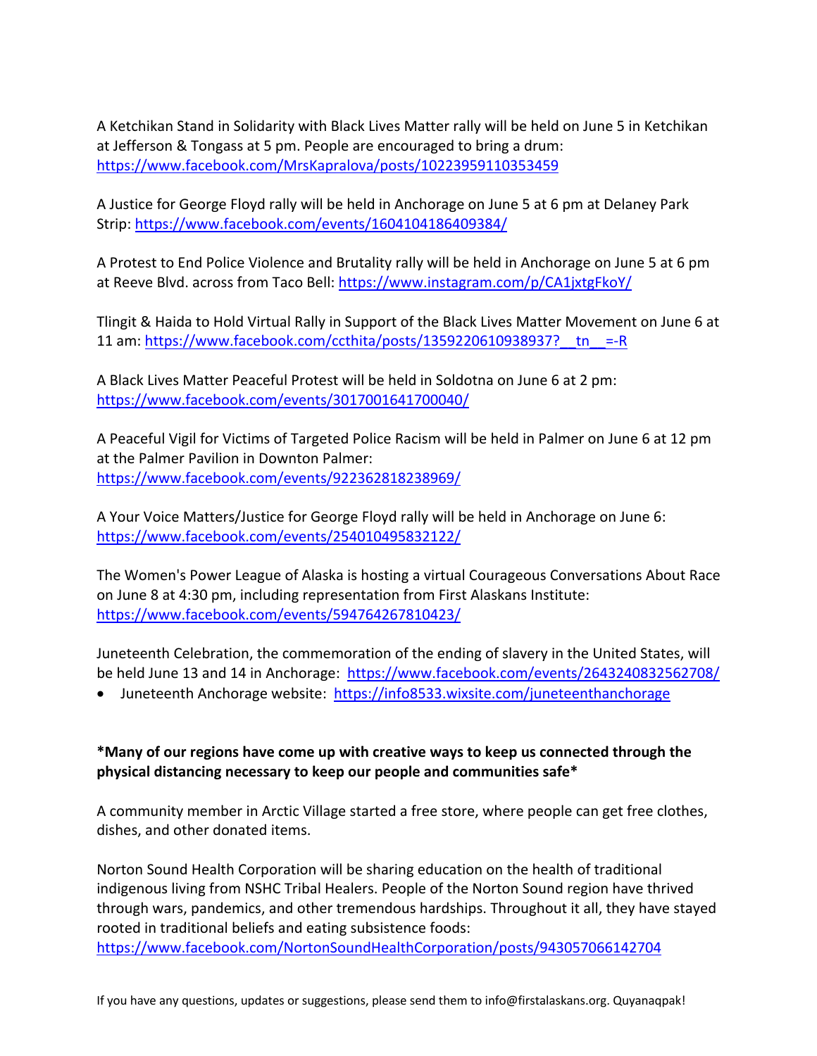A Ketchikan Stand in Solidarity with Black Lives Matter rally will be held on June 5 in Ketchikan at Jefferson & Tongass at 5 pm. People are encouraged to bring a drum: https://www.facebook.com/MrsKapralova/posts/10223959110353459

A Justice for George Floyd rally will be held in Anchorage on June 5 at 6 pm at Delaney Park Strip: https://www.facebook.com/events/1604104186409384/

A Protest to End Police Violence and Brutality rally will be held in Anchorage on June 5 at 6 pm at Reeve Blvd. across from Taco Bell: https://www.instagram.com/p/CA1jxtgFkoY/

Tlingit & Haida to Hold Virtual Rally in Support of the Black Lives Matter Movement on June 6 at 11 am: https://www.facebook.com/ccthita/posts/1359220610938937?__tn__=-R

A Black Lives Matter Peaceful Protest will be held in Soldotna on June 6 at 2 pm: https://www.facebook.com/events/3017001641700040/

A Peaceful Vigil for Victims of Targeted Police Racism will be held in Palmer on June 6 at 12 pm at the Palmer Pavilion in Downton Palmer: https://www.facebook.com/events/922362818238969/

A Your Voice Matters/Justice for George Floyd rally will be held in Anchorage on June 6: https://www.facebook.com/events/254010495832122/

The Women's Power League of Alaska is hosting a virtual Courageous Conversations About Race on June 8 at 4:30 pm, including representation from First Alaskans Institute: https://www.facebook.com/events/594764267810423/

Juneteenth Celebration, the commemoration of the ending of slavery in the United States, will be held June 13 and 14 in Anchorage: https://www.facebook.com/events/2643240832562708/

- Juneteenth Anchorage website: https://info8533.wixsite.com/juneteenthanchorage

**\*Many of our regions have come up with creative ways to keep us connected through the physical distancing necessary to keep our people and communities safe\***

A community member in Arctic Village started a free store, where people can get free clothes, dishes, and other donated items.

Norton Sound Health Corporation will be sharing education on the health of traditional indigenous living from NSHC Tribal Healers. People of the Norton Sound region have thrived through wars, pandemics, and other tremendous hardships. Throughout it all, they have stayed rooted in traditional beliefs and eating subsistence foods: https://www.facebook.com/NortonSoundHealthCorporation/posts/943057066142704

If you have any questions, updates or suggestions, please send them to info@firstalaskans.org. Quyanaqpak!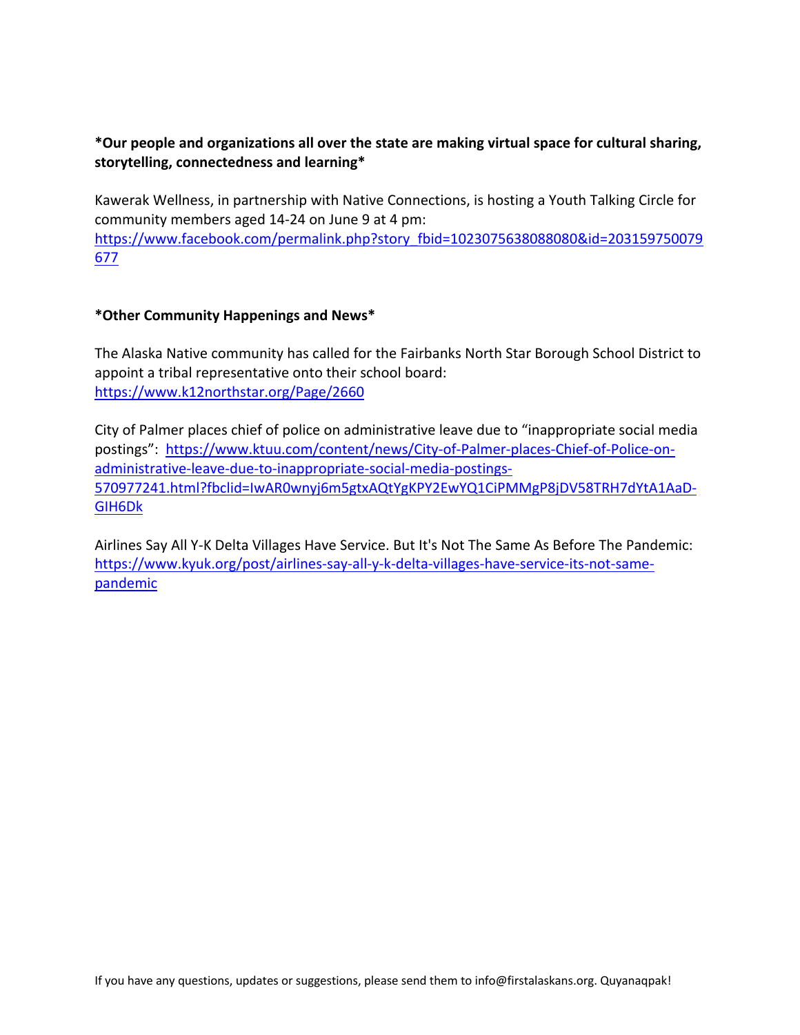**\*Our people and organizations all over the state are making virtual space for cultural sharing, storytelling, connectedness and learning\***

Kawerak Wellness, in partnership with Native Connections, is hosting a Youth Talking Circle for community members aged 14-24 on June 9 at 4 pm: https://www.facebook.com/permalink.php?story_fbid=1023075638088080&id=203159750079677

**\*Other Community Happenings and News\***

The Alaska Native community has called for the Fairbanks North Star Borough School District to appoint a tribal representative onto their school board: https://www.k12northstar.org/Page/2660

City of Palmer places chief of police on administrative leave due to "inappropriate social media postings": https://www.ktuu.com/content/news/City-of-Palmer-places-Chief-of-Police-on-administrative-leave-due-to-inappropriate-social-media-postings-570977241.html?fbclid=IwAR0wnyj6m5gtxAQtYgKPY2EwYQ1CiPMMgP8jDV58TRH7dYtA1AaD-GIH6Dk

Airlines Say All Y-K Delta Villages Have Service. But It's Not The Same As Before The Pandemic: https://www.kyuk.org/post/airlines-say-all-y-k-delta-villages-have-service-its-not-same-pandemic

If you have any questions, updates or suggestions, please send them to info@firstalaskans.org. Quyanaqpak!